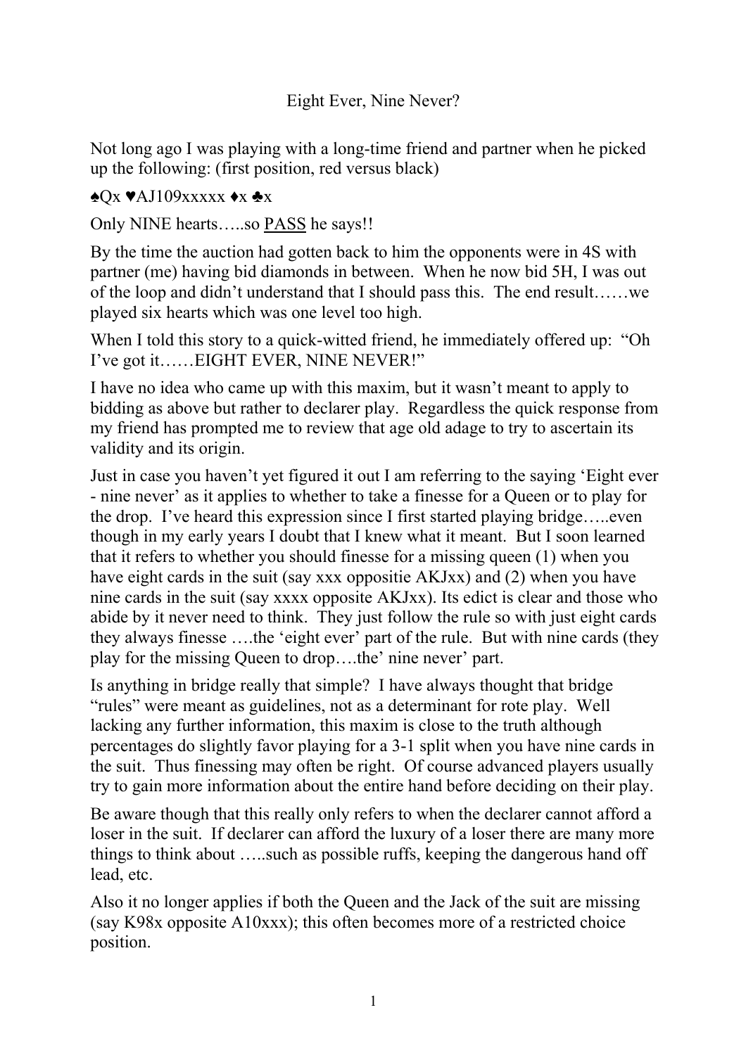# Eight Ever, Nine Never?

Not long ago I was playing with a long-time friend and partner when he picked up the following: (first position, red versus black)

♠Qx ♥AJ109xxxxx ♦x ♣x

Only NINE hearts…..so <u>PASS</u> he says!!

By the time the auction had gotten back to him the opponents were in 4S with partner (me) having bid diamonds in between. When he now bid 5H, I was out of the loop and didn't understand that I should pass this. The end result……we played six hearts which was one level too high.

When I told this story to a quick-witted friend, he immediately offered up: "Oh I've got it……EIGHT EVER, NINE NEVER!"

I have no idea who came up with this maxim, but it wasn't meant to apply to bidding as above but rather to declarer play. Regardless the quick response from my friend has prompted me to review that age old adage to try to ascertain its validity and its origin.

Just in case you haven't yet figured it out I am referring to the saying 'Eight ever - nine never' as it applies to whether to take a finesse for a Queen or to play for the drop. I've heard this expression since I first started playing bridge…..even though in my early years I doubt that I knew what it meant. But I soon learned that it refers to whether you should finesse for a missing queen (1) when you have eight cards in the suit (say xxx oppositie AKJxx) and (2) when you have nine cards in the suit (say xxxx opposite AKJxx). Its edict is clear and those who abide by it never need to think. They just follow the rule so with just eight cards they always finesse ….the 'eight ever' part of the rule. But with nine cards (they play for the missing Queen to drop….the' nine never' part.

Is anything in bridge really that simple? I have always thought that bridge "rules" were meant as guidelines, not as a determinant for rote play. Well lacking any further information, this maxim is close to the truth although percentages do slightly favor playing for a 3-1 split when you have nine cards in the suit. Thus finessing may often be right. Of course advanced players usually try to gain more information about the entire hand before deciding on their play.

Be aware though that this really only refers to when the declarer cannot afford a loser in the suit. If declarer can afford the luxury of a loser there are many more things to think about …..such as possible ruffs, keeping the dangerous hand off lead, etc.

Also it no longer applies if both the Queen and the Jack of the suit are missing (say K98x opposite A10xxx); this often becomes more of a restricted choice position.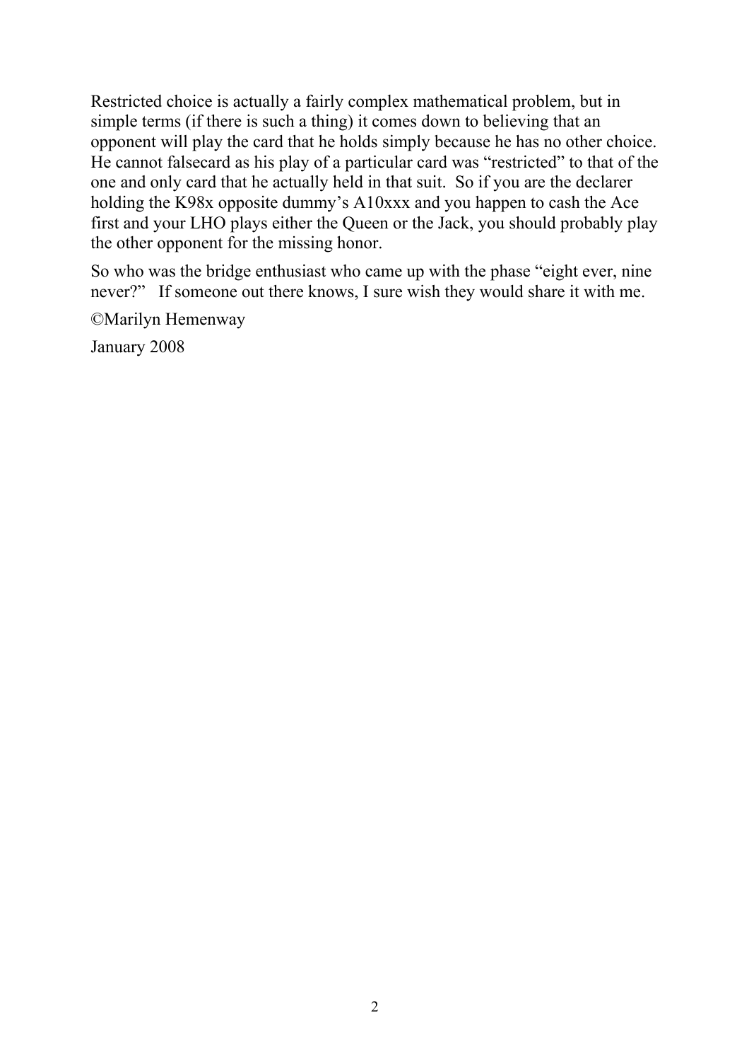Restricted choice is actually a fairly complex mathematical problem, but in simple terms (if there is such a thing) it comes down to believing that an opponent will play the card that he holds simply because he has no other choice. He cannot falsecard as his play of a particular card was “restricted” to that of the one and only card that he actually held in that suit. So if you are the declarer holding the K98x opposite dummy’s A10xxx and you happen to cash the Ace first and your LHO plays either the Queen or the Jack, you should probably play the other opponent for the missing honor.

So who was the bridge enthusiast who came up with the phase “eight ever, nine never?” If someone out there knows, I sure wish they would share it with me.

©Marilyn Hemenway

January 2008